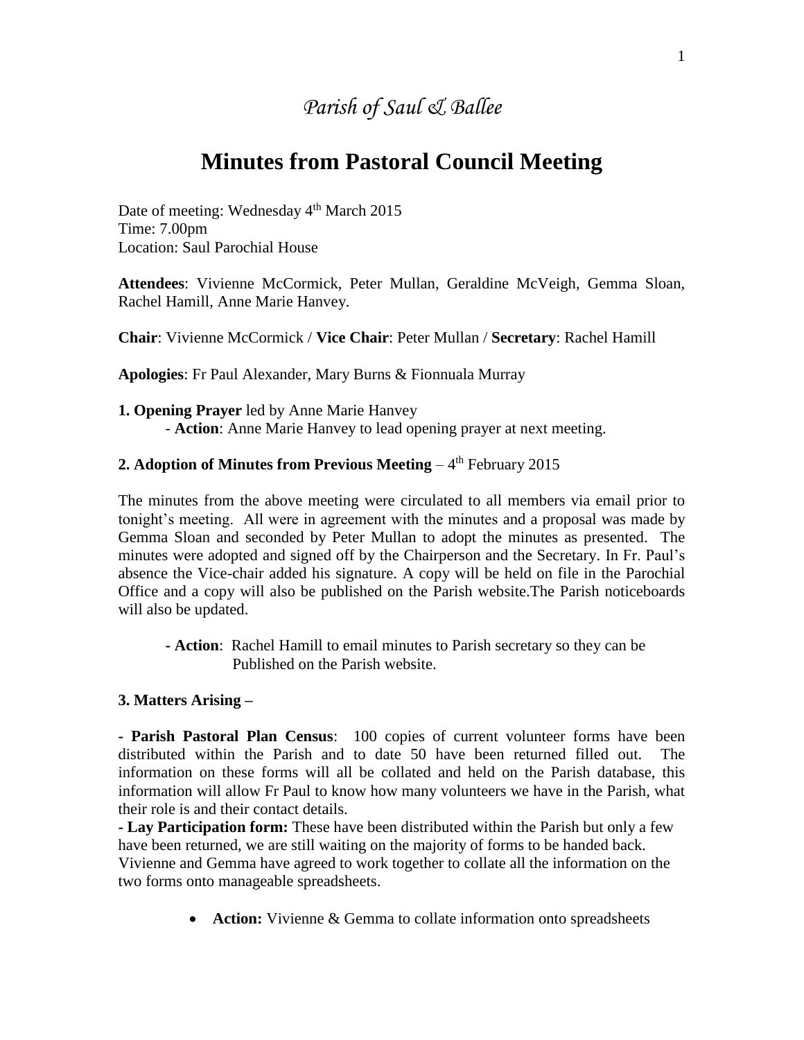*Parish of Saul & Ballee*

# Minutes from Pastoral Council Meeting

Date of meeting: Wednesday 4th March 2015
Time: 7.00pm
Location: Saul Parochial House

**Attendees**: Vivienne McCormick, Peter Mullan, Geraldine McVeigh, Gemma Sloan, Rachel Hamill, Anne Marie Hanvey.

**Chair**: Vivienne McCormick / **Vice Chair**: Peter Mullan / **Secretary**: Rachel Hamill

**Apologies**: Fr Paul Alexander, Mary Burns & Fionnuala Murray

**1. Opening Prayer** led by Anne Marie Hanvey

- **Action**: Anne Marie Hanvey to lead opening prayer at next meeting.

**2. Adoption of Minutes from Previous Meeting** – 4th February 2015

The minutes from the above meeting were circulated to all members via email prior to tonight's meeting. All were in agreement with the minutes and a proposal was made by Gemma Sloan and seconded by Peter Mullan to adopt the minutes as presented. The minutes were adopted and signed off by the Chairperson and the Secretary. In Fr. Paul's absence the Vice-chair added his signature. A copy will be held on file in the Parochial Office and a copy will also be published on the Parish website.The Parish noticeboards will also be updated.

- **Action**: Rachel Hamill to email minutes to Parish secretary so they can be Published on the Parish website.

**3. Matters Arising –**

**- Parish Pastoral Plan Census**: 100 copies of current volunteer forms have been distributed within the Parish and to date 50 have been returned filled out. The information on these forms will all be collated and held on the Parish database, this information will allow Fr Paul to know how many volunteers we have in the Parish, what their role is and their contact details.

**- Lay Participation form:** These have been distributed within the Parish but only a few have been returned, we are still waiting on the majority of forms to be handed back. Vivienne and Gemma have agreed to work together to collate all the information on the two forms onto manageable spreadsheets.

- **Action:** Vivienne & Gemma to collate information onto spreadsheets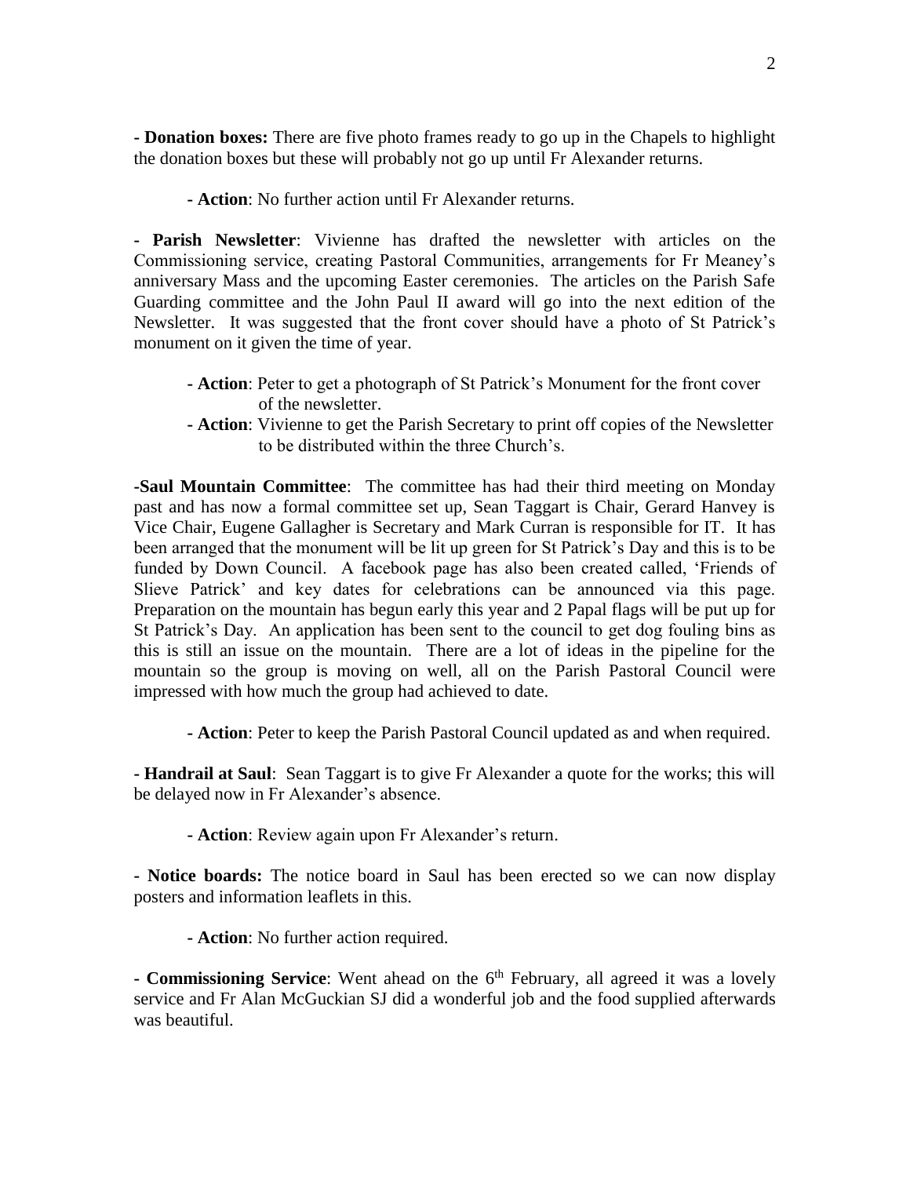- **Donation boxes:** There are five photo frames ready to go up in the Chapels to highlight the donation boxes but these will probably not go up until Fr Alexander returns.

  - **Action**: No further action until Fr Alexander returns.

- **Parish Newsletter**: Vivienne has drafted the newsletter with articles on the Commissioning service, creating Pastoral Communities, arrangements for Fr Meaney's anniversary Mass and the upcoming Easter ceremonies. The articles on the Parish Safe Guarding committee and the John Paul II award will go into the next edition of the Newsletter. It was suggested that the front cover should have a photo of St Patrick's monument on it given the time of year.

  - **Action**: Peter to get a photograph of St Patrick's Monument for the front cover of the newsletter.
  - **Action**: Vivienne to get the Parish Secretary to print off copies of the Newsletter to be distributed within the three Church's.

-**Saul Mountain Committee**: The committee has had their third meeting on Monday past and has now a formal committee set up, Sean Taggart is Chair, Gerard Hanvey is Vice Chair, Eugene Gallagher is Secretary and Mark Curran is responsible for IT. It has been arranged that the monument will be lit up green for St Patrick's Day and this is to be funded by Down Council. A facebook page has also been created called, 'Friends of Slieve Patrick' and key dates for celebrations can be announced via this page. Preparation on the mountain has begun early this year and 2 Papal flags will be put up for St Patrick's Day. An application has been sent to the council to get dog fouling bins as this is still an issue on the mountain. There are a lot of ideas in the pipeline for the mountain so the group is moving on well, all on the Parish Pastoral Council were impressed with how much the group had achieved to date.

  - **Action**: Peter to keep the Parish Pastoral Council updated as and when required.

- **Handrail at Saul**: Sean Taggart is to give Fr Alexander a quote for the works; this will be delayed now in Fr Alexander's absence.

  - **Action**: Review again upon Fr Alexander's return.

- **Notice boards:** The notice board in Saul has been erected so we can now display posters and information leaflets in this.

  - **Action**: No further action required.

- **Commissioning Service**: Went ahead on the 6th February, all agreed it was a lovely service and Fr Alan McGuckian SJ did a wonderful job and the food supplied afterwards was beautiful.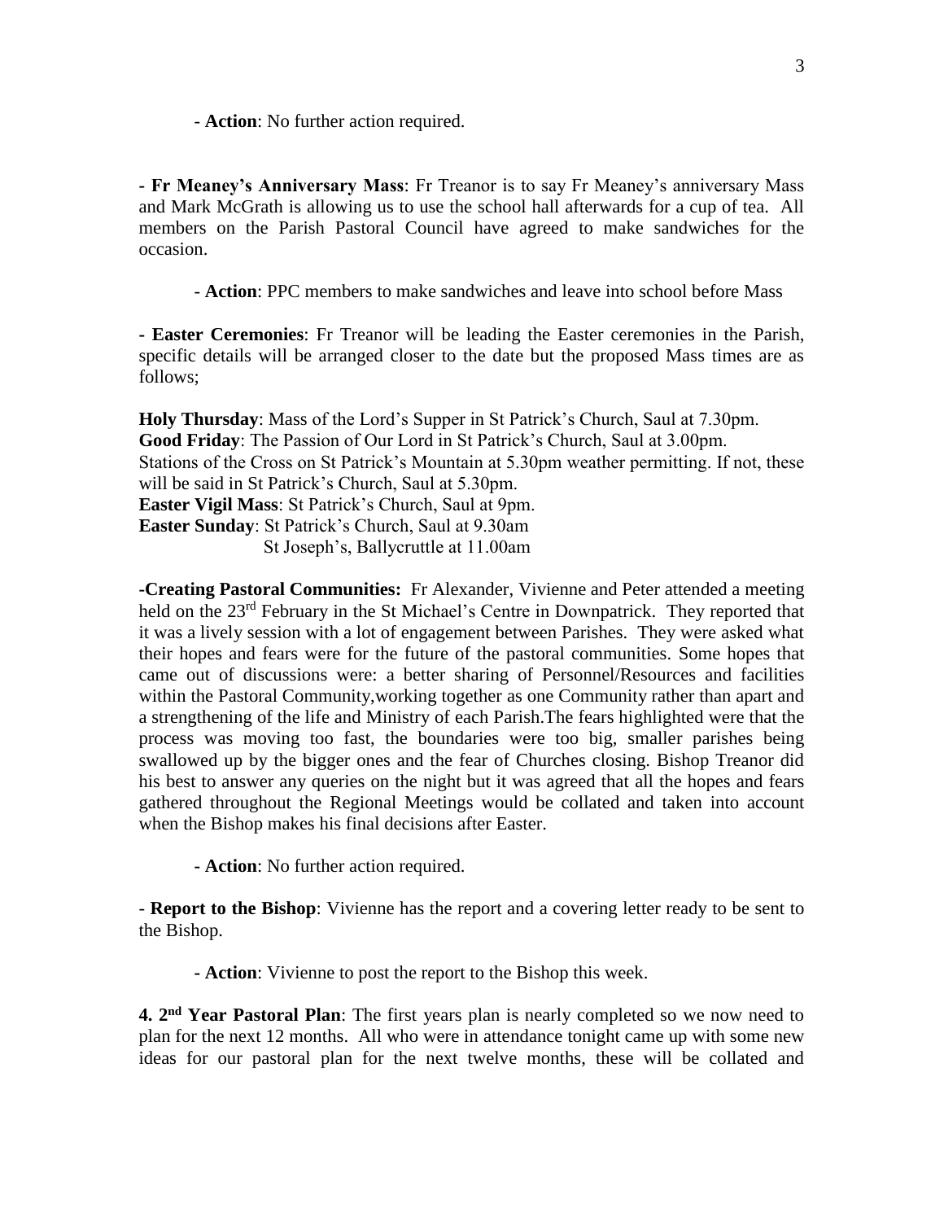- **Action**: No further action required.

**- Fr Meaney's Anniversary Mass**: Fr Treanor is to say Fr Meaney's anniversary Mass and Mark McGrath is allowing us to use the school hall afterwards for a cup of tea. All members on the Parish Pastoral Council have agreed to make sandwiches for the occasion.

- **Action**: PPC members to make sandwiches and leave into school before Mass

**- Easter Ceremonies**: Fr Treanor will be leading the Easter ceremonies in the Parish, specific details will be arranged closer to the date but the proposed Mass times are as follows;

**Holy Thursday**: Mass of the Lord's Supper in St Patrick's Church, Saul at 7.30pm.
**Good Friday**: The Passion of Our Lord in St Patrick's Church, Saul at 3.00pm.
Stations of the Cross on St Patrick's Mountain at 5.30pm weather permitting. If not, these will be said in St Patrick's Church, Saul at 5.30pm.
**Easter Vigil Mass**: St Patrick's Church, Saul at 9pm.
**Easter Sunday**: St Patrick's Church, Saul at 9.30am
St Joseph's, Ballycruttle at 11.00am

**-Creating Pastoral Communities:** Fr Alexander, Vivienne and Peter attended a meeting held on the 23rd February in the St Michael's Centre in Downpatrick. They reported that it was a lively session with a lot of engagement between Parishes. They were asked what their hopes and fears were for the future of the pastoral communities. Some hopes that came out of discussions were: a better sharing of Personnel/Resources and facilities within the Pastoral Community,working together as one Community rather than apart and a strengthening of the life and Ministry of each Parish.The fears highlighted were that the process was moving too fast, the boundaries were too big, smaller parishes being swallowed up by the bigger ones and the fear of Churches closing. Bishop Treanor did his best to answer any queries on the night but it was agreed that all the hopes and fears gathered throughout the Regional Meetings would be collated and taken into account when the Bishop makes his final decisions after Easter.

**- Action**: No further action required.

- **Report to the Bishop**: Vivienne has the report and a covering letter ready to be sent to the Bishop.

**- Action**: Vivienne to post the report to the Bishop this week.

**4. 2nd Year Pastoral Plan**: The first years plan is nearly completed so we now need to plan for the next 12 months. All who were in attendance tonight came up with some new ideas for our pastoral plan for the next twelve months, these will be collated and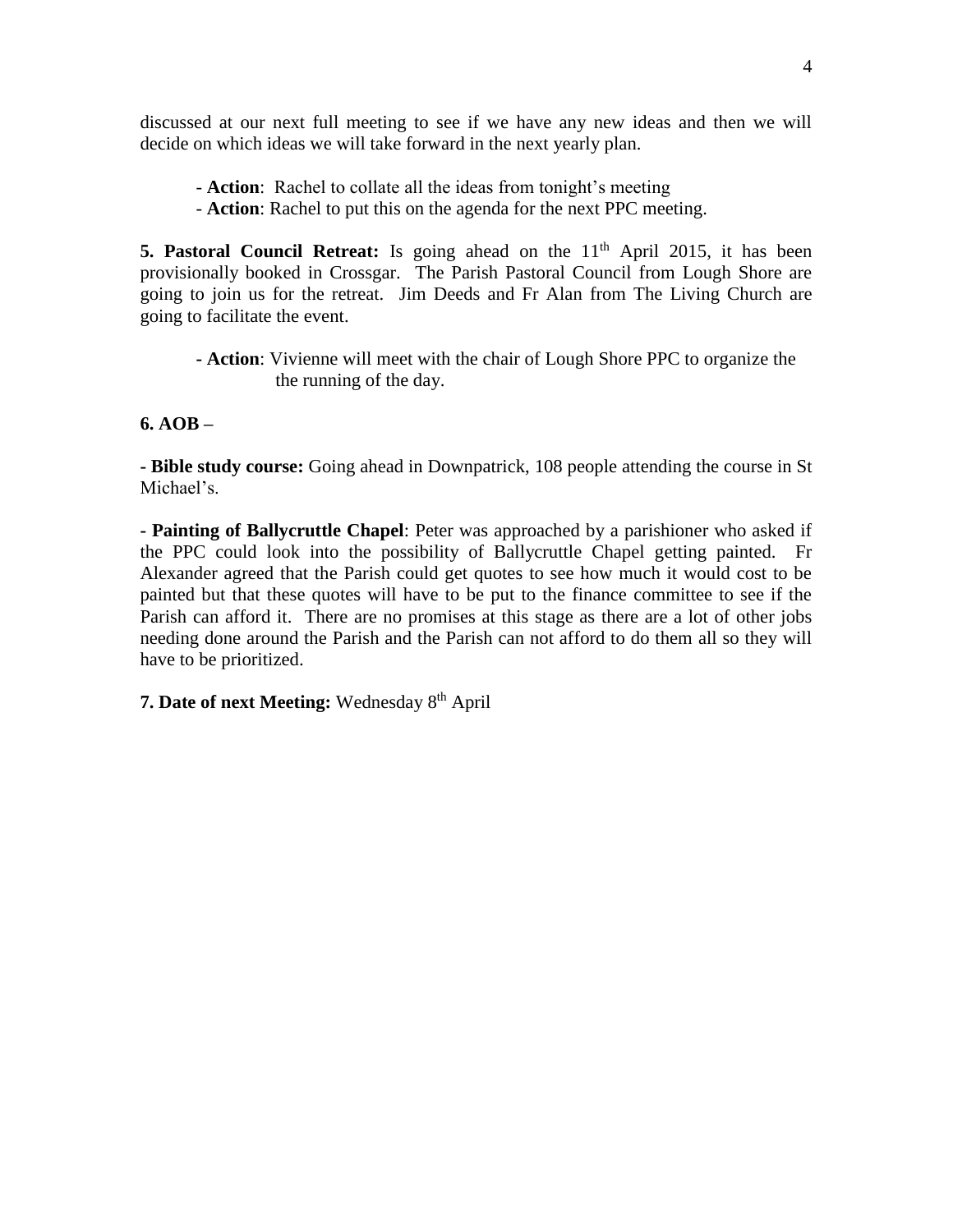discussed at our next full meeting to see if we have any new ideas and then we will decide on which ideas we will take forward in the next yearly plan.

- **Action**: Rachel to collate all the ideas from tonight's meeting
- **Action**: Rachel to put this on the agenda for the next PPC meeting.

**5. Pastoral Council Retreat:** Is going ahead on the 11th April 2015, it has been provisionally booked in Crossgar. The Parish Pastoral Council from Lough Shore are going to join us for the retreat. Jim Deeds and Fr Alan from The Living Church are going to facilitate the event.

- **Action**: Vivienne will meet with the chair of Lough Shore PPC to organize the the running of the day.

**6. AOB –**

**- Bible study course:** Going ahead in Downpatrick, 108 people attending the course in St Michael's.

**- Painting of Ballycruttle Chapel**: Peter was approached by a parishioner who asked if the PPC could look into the possibility of Ballycruttle Chapel getting painted. Fr Alexander agreed that the Parish could get quotes to see how much it would cost to be painted but that these quotes will have to be put to the finance committee to see if the Parish can afford it. There are no promises at this stage as there are a lot of other jobs needing done around the Parish and the Parish can not afford to do them all so they will have to be prioritized.

**7. Date of next Meeting:** Wednesday 8th April